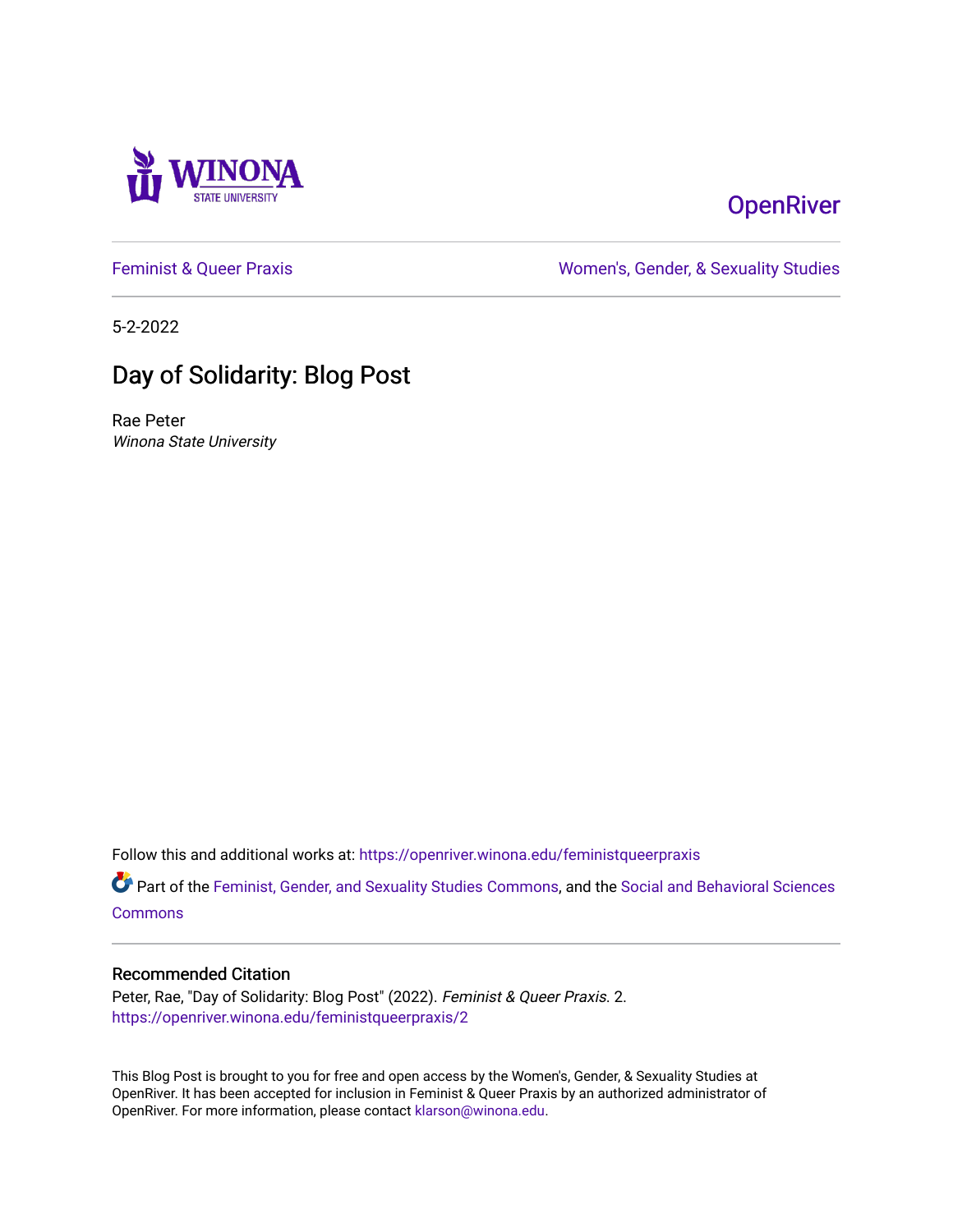OpenRiver

Feminist & Queer Praxis

Women's, Gender, & Sexuality Studies

5-2-2022

# Day of Solidarity: Blog Post

Rae Peter
*Winona State University*

Follow this and additional works at: https://openriver.winona.edu/feministqueerpraxis

Part of the Feminist, Gender, and Sexuality Studies Commons, and the Social and Behavioral Sciences Commons

### Recommended Citation

Peter, Rae, "Day of Solidarity: Blog Post" (2022). *Feminist & Queer Praxis*. 2.
https://openriver.winona.edu/feministqueerpraxis/2

This Blog Post is brought to you for free and open access by the Women's, Gender, & Sexuality Studies at OpenRiver. It has been accepted for inclusion in Feminist & Queer Praxis by an authorized administrator of OpenRiver. For more information, please contact klarson@winona.edu.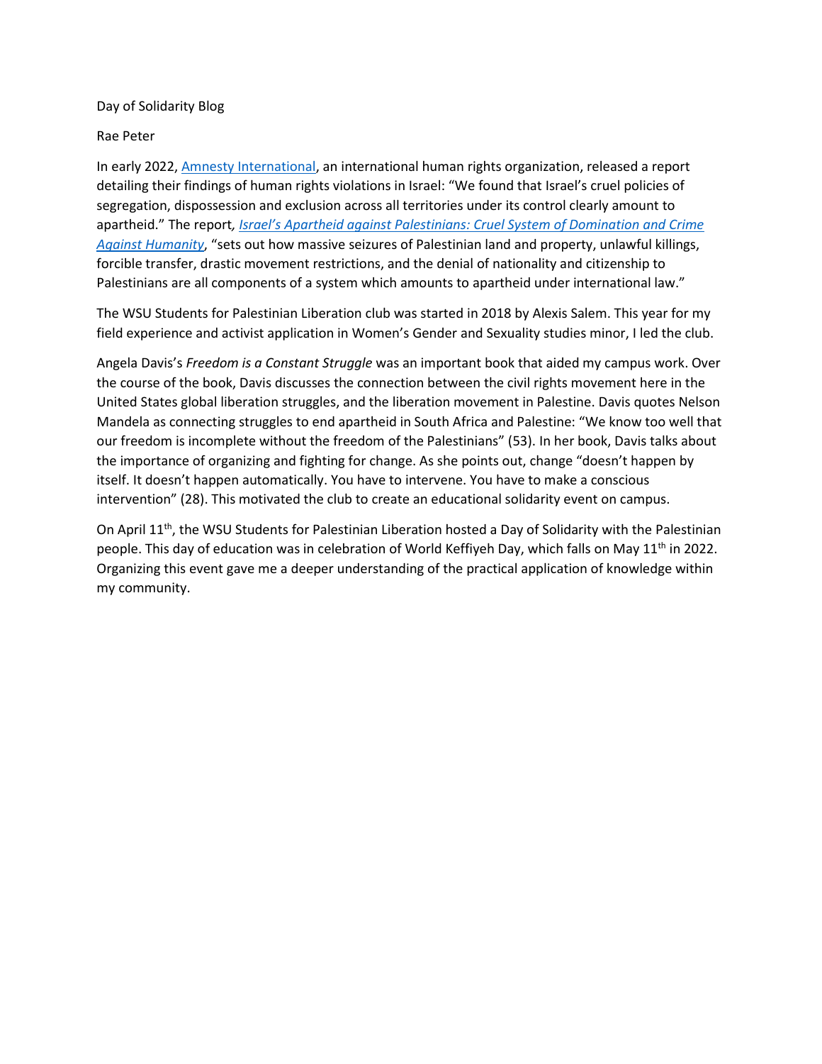Day of Solidarity Blog

Rae Peter

In early 2022, [Amnesty International](), an international human rights organization, released a report detailing their findings of human rights violations in Israel: “We found that Israel’s cruel policies of segregation, dispossession and exclusion across all territories under its control clearly amount to apartheid.” The report*, [Israel’s Apartheid against Palestinians: Cruel System of Domination and Crime Against Humanity]()*, “sets out how massive seizures of Palestinian land and property, unlawful killings, forcible transfer, drastic movement restrictions, and the denial of nationality and citizenship to Palestinians are all components of a system which amounts to apartheid under international law.”

The WSU Students for Palestinian Liberation club was started in 2018 by Alexis Salem. This year for my field experience and activist application in Women’s Gender and Sexuality studies minor, I led the club.

Angela Davis’s *Freedom is a Constant Struggle* was an important book that aided my campus work. Over the course of the book, Davis discusses the connection between the civil rights movement here in the United States global liberation struggles, and the liberation movement in Palestine. Davis quotes Nelson Mandela as connecting struggles to end apartheid in South Africa and Palestine: “We know too well that our freedom is incomplete without the freedom of the Palestinians” (53). In her book, Davis talks about the importance of organizing and fighting for change. As she points out, change “doesn’t happen by itself. It doesn’t happen automatically. You have to intervene. You have to make a conscious intervention” (28). This motivated the club to create an educational solidarity event on campus.

On April 11th, the WSU Students for Palestinian Liberation hosted a Day of Solidarity with the Palestinian people. This day of education was in celebration of World Keffiyeh Day, which falls on May 11th in 2022. Organizing this event gave me a deeper understanding of the practical application of knowledge within my community.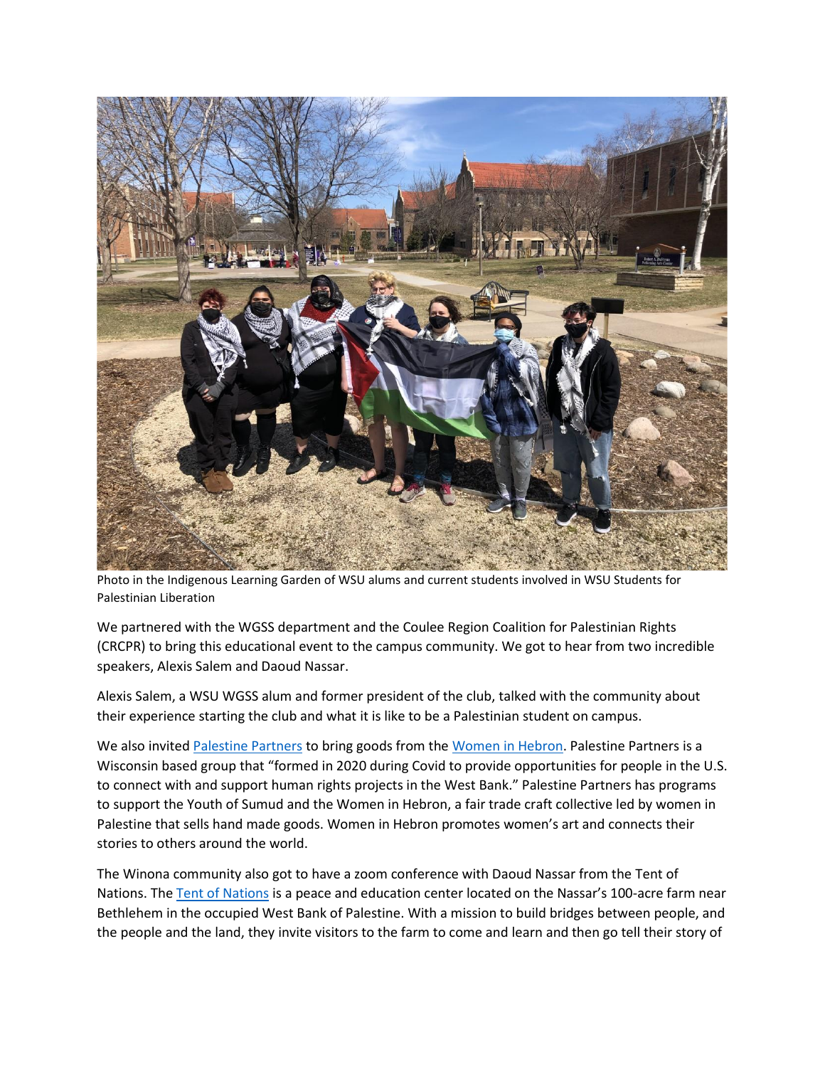Photo in the Indigenous Learning Garden of WSU alums and current students involved in WSU Students for Palestinian Liberation

We partnered with the WGSS department and the Coulee Region Coalition for Palestinian Rights (CRCPR) to bring this educational event to the campus community. We got to hear from two incredible speakers, Alexis Salem and Daoud Nassar.

Alexis Salem, a WSU WGSS alum and former president of the club, talked with the community about their experience starting the club and what it is like to be a Palestinian student on campus.

We also invited [Palestine Partners](#) to bring goods from the [Women in Hebron](#). Palestine Partners is a Wisconsin based group that "formed in 2020 during Covid to provide opportunities for people in the U.S. to connect with and support human rights projects in the West Bank." Palestine Partners has programs to support the Youth of Sumud and the Women in Hebron, a fair trade craft collective led by women in Palestine that sells hand made goods. Women in Hebron promotes women's art and connects their stories to others around the world.

The Winona community also got to have a zoom conference with Daoud Nassar from the Tent of Nations. The [Tent of Nations](#) is a peace and education center located on the Nassar's 100-acre farm near Bethlehem in the occupied West Bank of Palestine. With a mission to build bridges between people, and the people and the land, they invite visitors to the farm to come and learn and then go tell their story of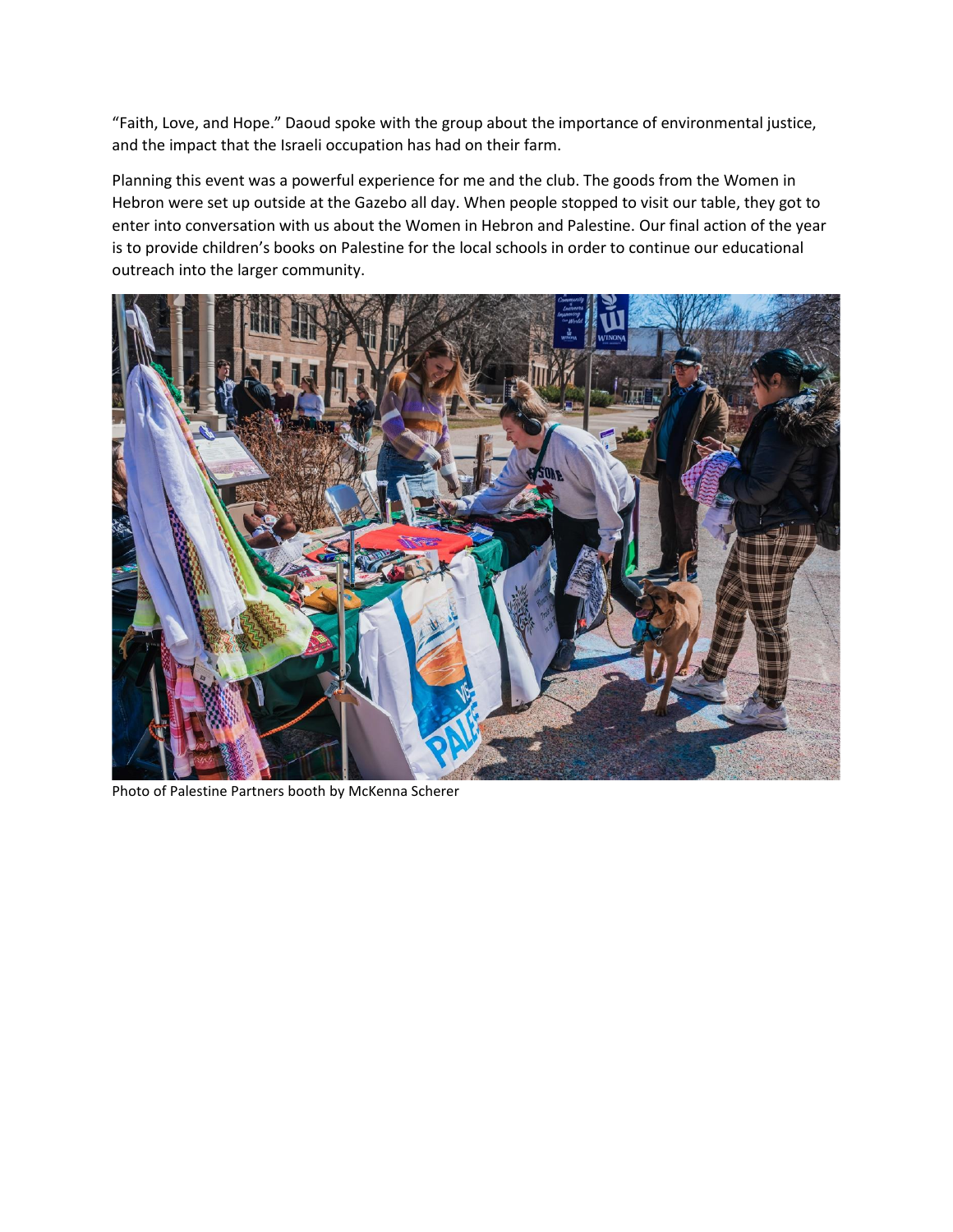"Faith, Love, and Hope." Daoud spoke with the group about the importance of environmental justice, and the impact that the Israeli occupation has had on their farm.

Planning this event was a powerful experience for me and the club. The goods from the Women in Hebron were set up outside at the Gazebo all day. When people stopped to visit our table, they got to enter into conversation with us about the Women in Hebron and Palestine. Our final action of the year is to provide children's books on Palestine for the local schools in order to continue our educational outreach into the larger community.

Photo of Palestine Partners booth by McKenna Scherer